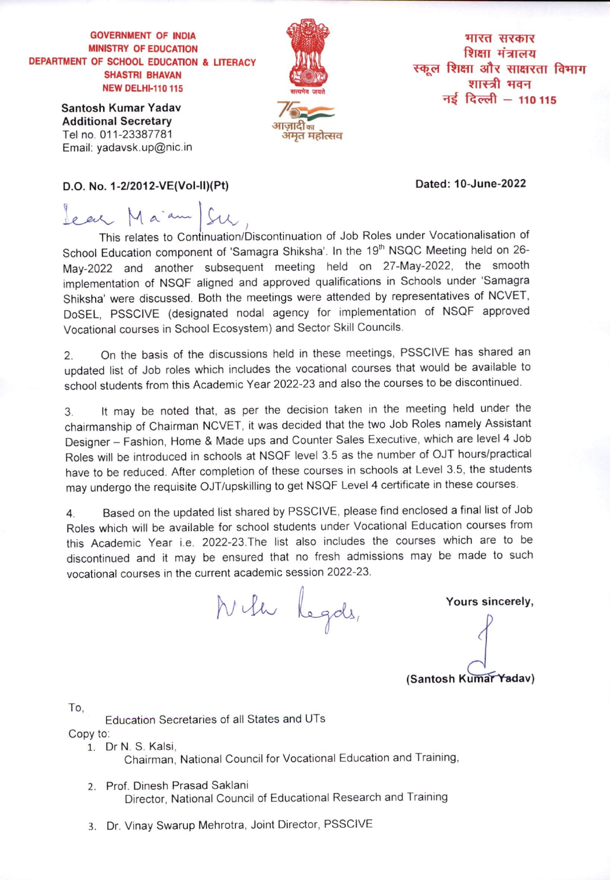**GOVERNMENT OF INDIA**
**MINISTRY OF EDUCATION**
**DEPARTMENT OF SCHOOL EDUCATION & LITERACY**
**SHASTRI BHAVAN**
**NEW DELHI-110 115**

**भारत सरकार**
**शिक्षा मंत्रालय**
**स्कूल शिक्षा और साक्षरता विभाग**
**शास्त्री भवन**
**नई दिल्ली – 110 115**

सत्यमेव जयते

आज़ादी का अमृत महोत्सव

**Santosh Kumar Yadav**
**Additional Secretary**
Tel no. 011-23387781
Email: yadavsk.up@nic.in

**D.O. No. 1-2/2012-VE(Vol-II)(Pt)**

**Dated: 10-June-2022**

Dear Ma'am/Sir,

This relates to Continuation/Discontinuation of Job Roles under Vocationalisation of School Education component of 'Samagra Shiksha'. In the 19th NSQC Meeting held on 26-May-2022 and another subsequent meeting held on 27-May-2022, the smooth implementation of NSQF aligned and approved qualifications in Schools under 'Samagra Shiksha' were discussed. Both the meetings were attended by representatives of NCVET, DoSEL, PSSCIVE (designated nodal agency for implementation of NSQF approved Vocational courses in School Ecosystem) and Sector Skill Councils.

2. On the basis of the discussions held in these meetings, PSSCIVE has shared an updated list of Job roles which includes the vocational courses that would be available to school students from this Academic Year 2022-23 and also the courses to be discontinued.

3. It may be noted that, as per the decision taken in the meeting held under the chairmanship of Chairman NCVET, it was decided that the two Job Roles namely Assistant Designer – Fashion, Home & Made ups and Counter Sales Executive, which are level 4 Job Roles will be introduced in schools at NSQF level 3.5 as the number of OJT hours/practical have to be reduced. After completion of these courses in schools at Level 3.5, the students may undergo the requisite OJT/upskilling to get NSQF Level 4 certificate in these courses.

4. Based on the updated list shared by PSSCIVE, please find enclosed a final list of Job Roles which will be available for school students under Vocational Education courses from this Academic Year i.e. 2022-23.The list also includes the courses which are to be discontinued and it may be ensured that no fresh admissions may be made to such vocational courses in the current academic session 2022-23.

With Regards,

**Yours sincerely,**

**(Santosh Kumar Yadav)**

To,

Education Secretaries of all States and UTs

Copy to:

1. Dr N. S. Kalsi,
   Chairman, National Council for Vocational Education and Training,

2. Prof. Dinesh Prasad Saklani
   Director, National Council of Educational Research and Training

3. Dr. Vinay Swarup Mehrotra, Joint Director, PSSCIVE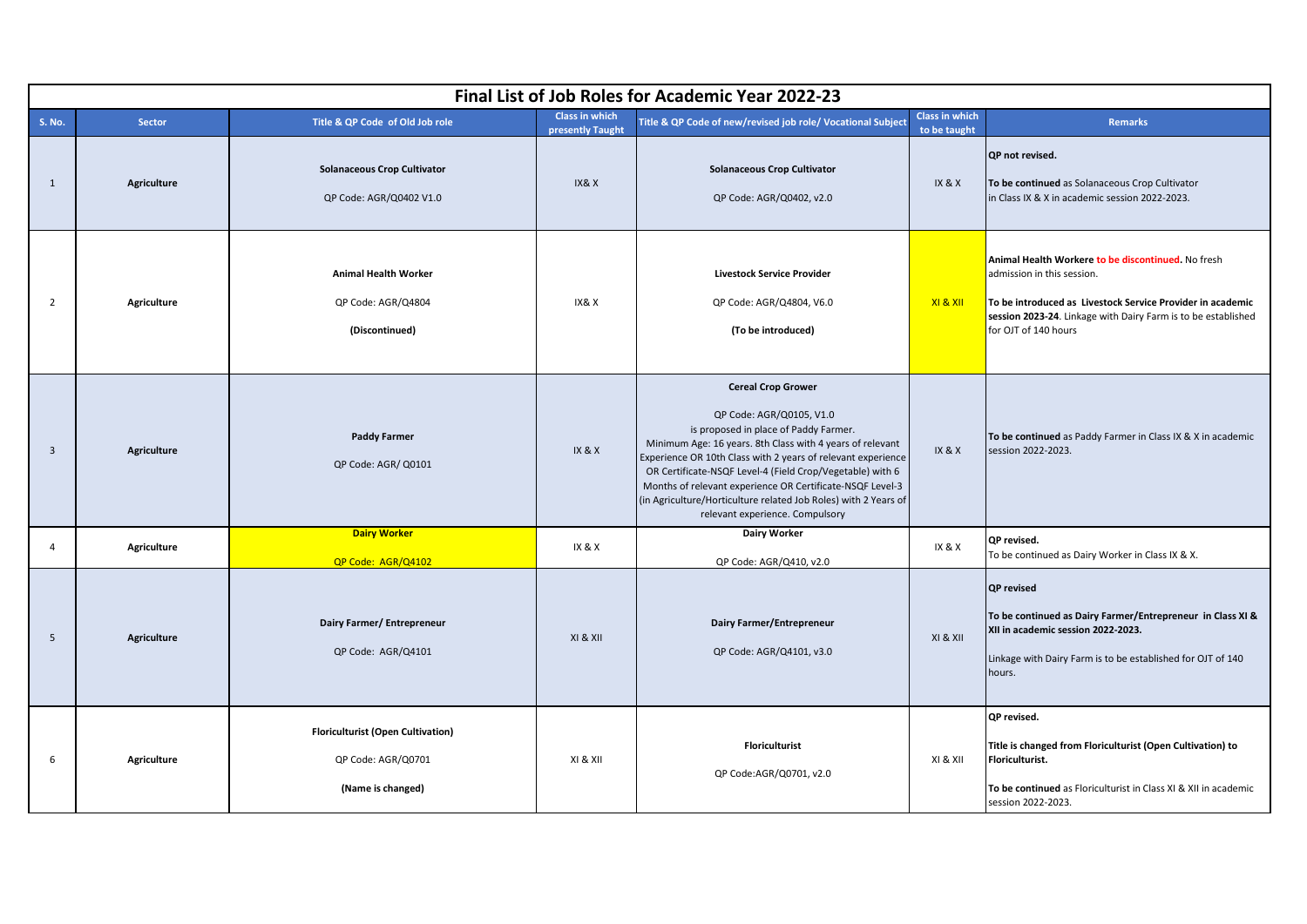# Final List of Job Roles for Academic Year 2022-23

| S. No. | Sector | Title & QP Code of Old Job role | Class in which presently Taught | Title & QP Code of new/revised job role/ Vocational Subject | Class in which to be taught | Remarks |
|---|---|---|---|---|---|---|
| 1 | **Agriculture** | **Solanaceous Crop Cultivator**<br>QP Code: AGR/Q0402 V1.0 | IX& X | **Solanaceous Crop Cultivator**<br>QP Code: AGR/Q0402, v2.0 | IX & X | **QP not revised.**<br>**To be continued** as Solanaceous Crop Cultivator in Class IX & X in academic session 2022-2023. |
| 2 | **Agriculture** | **Animal Health Worker**<br>QP Code: AGR/Q4804<br>**(Discontinued)** | IX& X | **Livestock Service Provider**<br>QP Code: AGR/Q4804, V6.0<br>**(To be introduced)** | XI & XII | **Animal Health Workere to be discontinued.** No fresh admission in this session.<br>**To be introduced as Livestock Service Provider in academic session 2023-24**. Linkage with Dairy Farm is to be established for OJT of 140 hours |
| 3 | **Agriculture** | **Paddy Farmer**<br>QP Code: AGR/ Q0101 | IX & X | **Cereal Crop Grower**<br>QP Code: AGR/Q0105, V1.0<br>is proposed in place of Paddy Farmer.<br>Minimum Age: 16 years. 8th Class with 4 years of relevant Experience OR 10th Class with 2 years of relevant experience OR Certificate-NSQF Level-4 (Field Crop/Vegetable) with 6 Months of relevant experience OR Certificate-NSQF Level-3 (in Agriculture/Horticulture related Job Roles) with 2 Years of relevant experience. Compulsory | IX & X | **To be continued** as Paddy Farmer in Class IX & X in academic session 2022-2023. |
| 4 | **Agriculture** | **Dairy Worker**<br>QP Code: AGR/Q4102 | IX & X | **Dairy Worker**<br>QP Code: AGR/Q410, v2.0 | IX & X | **QP revised.**<br>To be continued as Dairy Worker in Class IX & X. |
| 5 | **Agriculture** | **Dairy Farmer/ Entrepreneur**<br>QP Code: AGR/Q4101 | XI & XII | **Dairy Farmer/Entrepreneur**<br>QP Code: AGR/Q4101, v3.0 | XI & XII | **QP revised**<br>**To be continued as Dairy Farmer/Entrepreneur in Class XI & XII in academic session 2022-2023.**<br>Linkage with Dairy Farm is to be established for OJT of 140 hours. |
| 6 | **Agriculture** | **Floriculturist (Open Cultivation)**<br>QP Code: AGR/Q0701<br>**(Name is changed)** | XI & XII | **Floriculturist**<br>QP Code:AGR/Q0701, v2.0 | XI & XII | **QP revised.**<br>**Title is changed from Floriculturist (Open Cultivation) to Floriculturist.**<br>**To be continued** as Floriculturist in Class XI & XII in academic session 2022-2023. |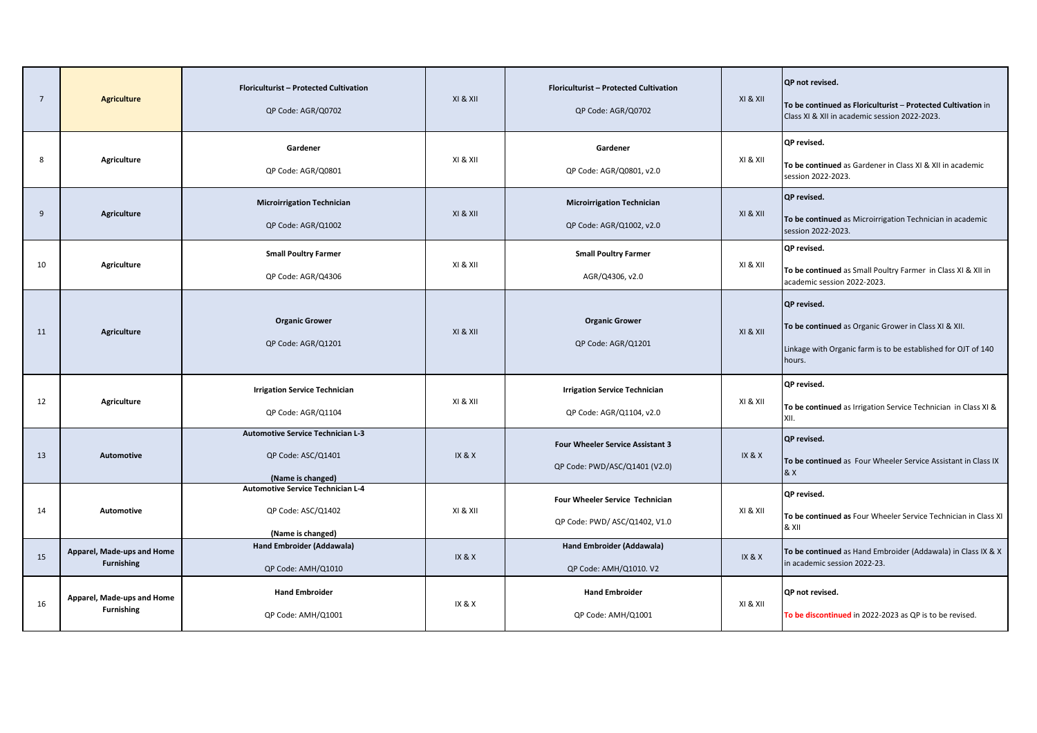| 7 | **Agriculture** | **Floriculturist – Protected Cultivation**<br><br>QP Code: AGR/Q0702 | XI & XII | **Floriculturist – Protected Cultivation**<br><br>QP Code: AGR/Q0702 | XI & XII | **QP not revised.**<br><br>**To be continued as Floriculturist – Protected Cultivation** in Class XI & XII in academic session 2022-2023. |
|---|---|---|---|---|---|---|
| 8 | **Agriculture** | **Gardener**<br><br>QP Code: AGR/Q0801 | XI & XII | **Gardener**<br><br>QP Code: AGR/Q0801, v2.0 | XI & XII | **QP revised.**<br><br>**To be continued** as Gardener in Class XI & XII in academic session 2022-2023. |
| 9 | **Agriculture** | **Microirrigation Technician**<br><br>QP Code: AGR/Q1002 | XI & XII | **Microirrigation Technician**<br><br>QP Code: AGR/Q1002, v2.0 | XI & XII | **QP revised.**<br><br>**To be continued** as Microirrigation Technician in academic session 2022-2023. |
| 10 | **Agriculture** | **Small Poultry Farmer**<br><br>QP Code: AGR/Q4306 | XI & XII | **Small Poultry Farmer**<br><br>AGR/Q4306, v2.0 | XI & XII | **QP revised.**<br><br>**To be continued** as Small Poultry Farmer in Class XI & XII in academic session 2022-2023. |
| 11 | **Agriculture** | **Organic Grower**<br><br>QP Code: AGR/Q1201 | XI & XII | **Organic Grower**<br><br>QP Code: AGR/Q1201 | XI & XII | **QP revised.**<br><br>**To be continued** as Organic Grower in Class XI & XII.<br><br>Linkage with Organic farm is to be established for OJT of 140 hours. |
| 12 | **Agriculture** | **Irrigation Service Technician**<br><br>QP Code: AGR/Q1104 | XI & XII | **Irrigation Service Technician**<br><br>QP Code: AGR/Q1104, v2.0 | XI & XII | **QP revised.**<br><br>**To be continued** as Irrigation Service Technician in Class XI & XII. |
| 13 | **Automotive** | **Automotive Service Technician L-3**<br><br>QP Code: ASC/Q1401<br><br>**(Name is changed)** | IX & X | **Four Wheeler Service Assistant 3**<br><br>QP Code: PWD/ASC/Q1401 (V2.0) | IX & X | **QP revised.**<br><br>**To be continued** as Four Wheeler Service Assistant in Class IX & X |
| 14 | **Automotive** | **Automotive Service Technician L-4**<br><br>QP Code: ASC/Q1402<br><br>**(Name is changed)** | XI & XII | **Four Wheeler Service Technician**<br><br>QP Code: PWD/ ASC/Q1402, V1.0 | XI & XII | **QP revised.**<br><br>**To be continued as** Four Wheeler Service Technician in Class XI & XII |
| 15 | **Apparel, Made-ups and Home Furnishing** | **Hand Embroider (Addawala)**<br><br>QP Code: AMH/Q1010 | IX & X | **Hand Embroider (Addawala)**<br><br>QP Code: AMH/Q1010. V2 | IX & X | **To be continued** as Hand Embroider (Addawala) in Class IX & X in academic session 2022-23. |
| 16 | **Apparel, Made-ups and Home Furnishing** | **Hand Embroider**<br><br>QP Code: AMH/Q1001 | IX & X | **Hand Embroider**<br><br>QP Code: AMH/Q1001 | XI & XII | **QP not revised.**<br><br>**To be discontinued** in 2022-2023 as QP is to be revised. |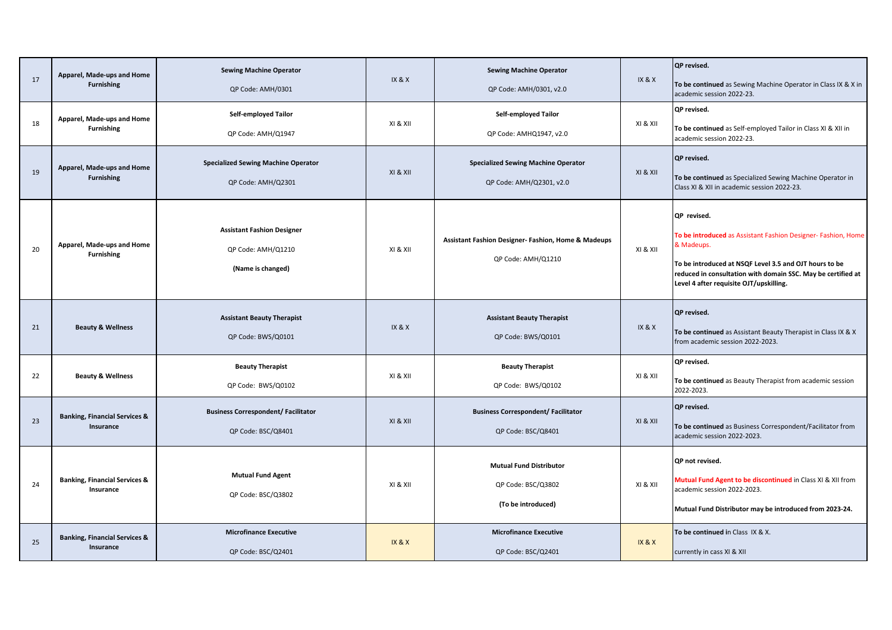| 17 | Apparel, Made-ups and Home Furnishing | **Sewing Machine Operator**<br>QP Code: AMH/0301 | IX & X | **Sewing Machine Operator**<br>QP Code: AMH/0301, v2.0 | IX & X | **QP revised.**<br>**To be continued** as Sewing Machine Operator in Class IX & X in academic session 2022-23. |
|---|---|---|---|---|---|---|
| 18 | **Apparel, Made-ups and Home Furnishing** | **Self-employed Tailor**<br>QP Code: AMH/Q1947 | XI & XII | **Self-employed Tailor**<br>QP Code: AMHQ1947, v2.0 | XI & XII | **QP revised.**<br>**To be continued** as Self-employed Tailor in Class XI & XII in academic session 2022-23. |
| 19 | **Apparel, Made-ups and Home Furnishing** | **Specialized Sewing Machine Operator**<br>QP Code: AMH/Q2301 | XI & XII | **Specialized Sewing Machine Operator**<br>QP Code: AMH/Q2301, v2.0 | XI & XII | **QP revised.**<br>**To be continued** as Specialized Sewing Machine Operator in Class XI & XII in academic session 2022-23. |
| 20 | **Apparel, Made-ups and Home Furnishing** | **Assistant Fashion Designer**<br>QP Code: AMH/Q1210<br>**(Name is changed)** | XI & XII | **Assistant Fashion Designer- Fashion, Home & Madeups**<br>QP Code: AMH/Q1210 | XI & XII | **QP revised.**<br>**To be introduced** as Assistant Fashion Designer- Fashion, Home & Madeups.<br>**To be introduced at NSQF Level 3.5 and OJT hours to be reduced in consultation with domain SSC. May be certified at Level 4 after requisite OJT/upskilling.** |
| 21 | **Beauty & Wellness** | **Assistant Beauty Therapist**<br>QP Code: BWS/Q0101 | IX & X | **Assistant Beauty Therapist**<br>QP Code: BWS/Q0101 | IX & X | **QP revised.**<br>**To be continued** as Assistant Beauty Therapist in Class IX & X from academic session 2022-2023. |
| 22 | **Beauty & Wellness** | **Beauty Therapist**<br>QP Code: BWS/Q0102 | XI & XII | **Beauty Therapist**<br>QP Code: BWS/Q0102 | XI & XII | **QP revised.**<br>**To be continued** as Beauty Therapist from academic session 2022-2023. |
| 23 | **Banking, Financial Services & Insurance** | **Business Correspondent/ Facilitator**<br>QP Code: BSC/Q8401 | XI & XII | **Business Correspondent/ Facilitator**<br>QP Code: BSC/Q8401 | XI & XII | **QP revised.**<br>**To be continued** as Business Correspondent/Facilitator from academic session 2022-2023. |
| 24 | **Banking, Financial Services & Insurance** | **Mutual Fund Agent**<br>QP Code: BSC/Q3802 | XI & XII | **Mutual Fund Distributor**<br>QP Code: BSC/Q3802<br>**(To be introduced)** | XI & XII | **QP not revised.**<br>**Mutual Fund Agent to be discontinued** in Class XI & XII from academic session 2022-2023.<br>**Mutual Fund Distributor may be introduced from 2023-24.** |
| 25 | **Banking, Financial Services & Insurance** | **Microfinance Executive**<br>QP Code: BSC/Q2401 | IX & X | **Microfinance Executive**<br>QP Code: BSC/Q2401 | IX & X | **To be continued i**n Class IX & X.<br>currently in cass XI & XII |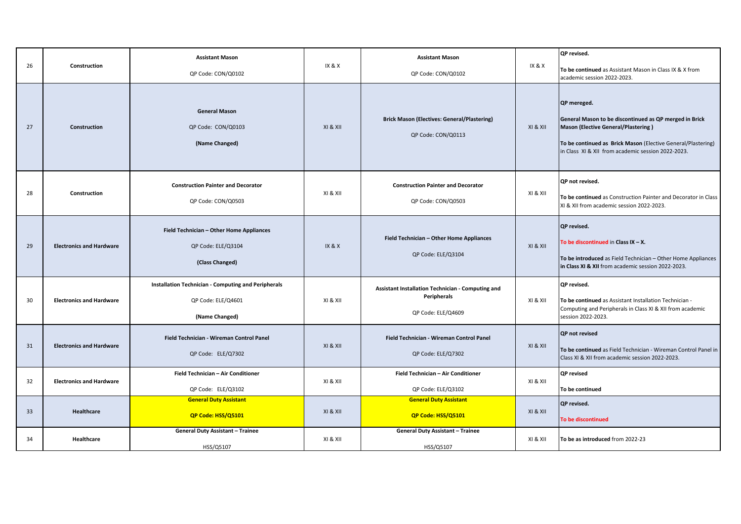| 26 | Construction | **Assistant Mason**<br><br>QP Code: CON/Q0102 | IX & X | **Assistant Mason**<br><br>QP Code: CON/Q0102 | IX & X | **QP revised.**<br><br>**To be continued** as Assistant Mason in Class IX & X from academic session 2022-2023. |
|---|---|---|---|---|---|---|
| 27 | Construction | **General Mason**<br><br>QP Code: CON/Q0103<br><br>**(Name Changed)** | XI & XII | **Brick Mason (Electives: General/Plastering)**<br><br>QP Code: CON/Q0113 | XI & XII | **QP mereged.**<br><br>**General Mason to be discontinued as QP merged in Brick Mason (Elective General/Plastering )**<br><br>**To be continued as Brick Mason** (Elective General/Plastering) in Class XI & XII from academic session 2022-2023. |
| 28 | Construction | **Construction Painter and Decorator**<br><br>QP Code: CON/Q0503 | XI & XII | **Construction Painter and Decorator**<br><br>QP Code: CON/Q0503 | XI & XII | **QP not revised.**<br><br>**To be continued** as Construction Painter and Decorator in Class XI & XII from academic session 2022-2023. |
| 29 | Electronics and Hardware | **Field Technician – Other Home Appliances**<br><br>QP Code: ELE/Q3104<br><br>**(Class Changed)** | IX & X | **Field Technician – Other Home Appliances**<br><br>QP Code: ELE/Q3104 | XI & XII | **QP revised.**<br><br>To be discontinued in **Class IX – X.**<br><br>**To be introduced** as Field Technician – Other Home Appliances **in Class XI & XII** from academic session 2022-2023. |
| 30 | Electronics and Hardware | **Installation Technician - Computing and Peripherals**<br><br>QP Code: ELE/Q4601<br><br>**(Name Changed)** | XI & XII | **Assistant Installation Technician - Computing and Peripherals**<br><br>QP Code: ELE/Q4609 | XI & XII | **QP revised.**<br><br>**To be continued** as Assistant Installation Technician - Computing and Peripherals in Class XI & XII from academic session 2022-2023. |
| 31 | Electronics and Hardware | **Field Technician - Wireman Control Panel**<br><br>QP Code: ELE/Q7302 | XI & XII | **Field Technician - Wireman Control Panel**<br><br>QP Code: ELE/Q7302 | XI & XII | **QP not revised**<br><br>**To be continued** as Field Technician - Wireman Control Panel in Class XI & XII from academic session 2022-2023. |
| 32 | Electronics and Hardware | **Field Technician – Air Conditioner**<br><br>QP Code: ELE/Q3102 | XI & XII | **Field Technician – Air Conditioner**<br><br>QP Code: ELE/Q3102 | XI & XII | **QP revised**<br><br>**To be continued** |
| 33 | Healthcare | **General Duty Assistant**<br><br>**QP Code: HSS/Q5101** | XI & XII | **General Duty Assistant**<br><br>**QP Code: HSS/Q5101** | XI & XII | **QP revised.**<br><br>**To be discontinued** |
| 34 | Healthcare | **General Duty Assistant – Trainee**<br><br>HSS/Q5107 | XI & XII | **General Duty Assistant – Trainee**<br><br>HSS/Q5107 | XI & XII | **To be as introduced** from 2022-23 |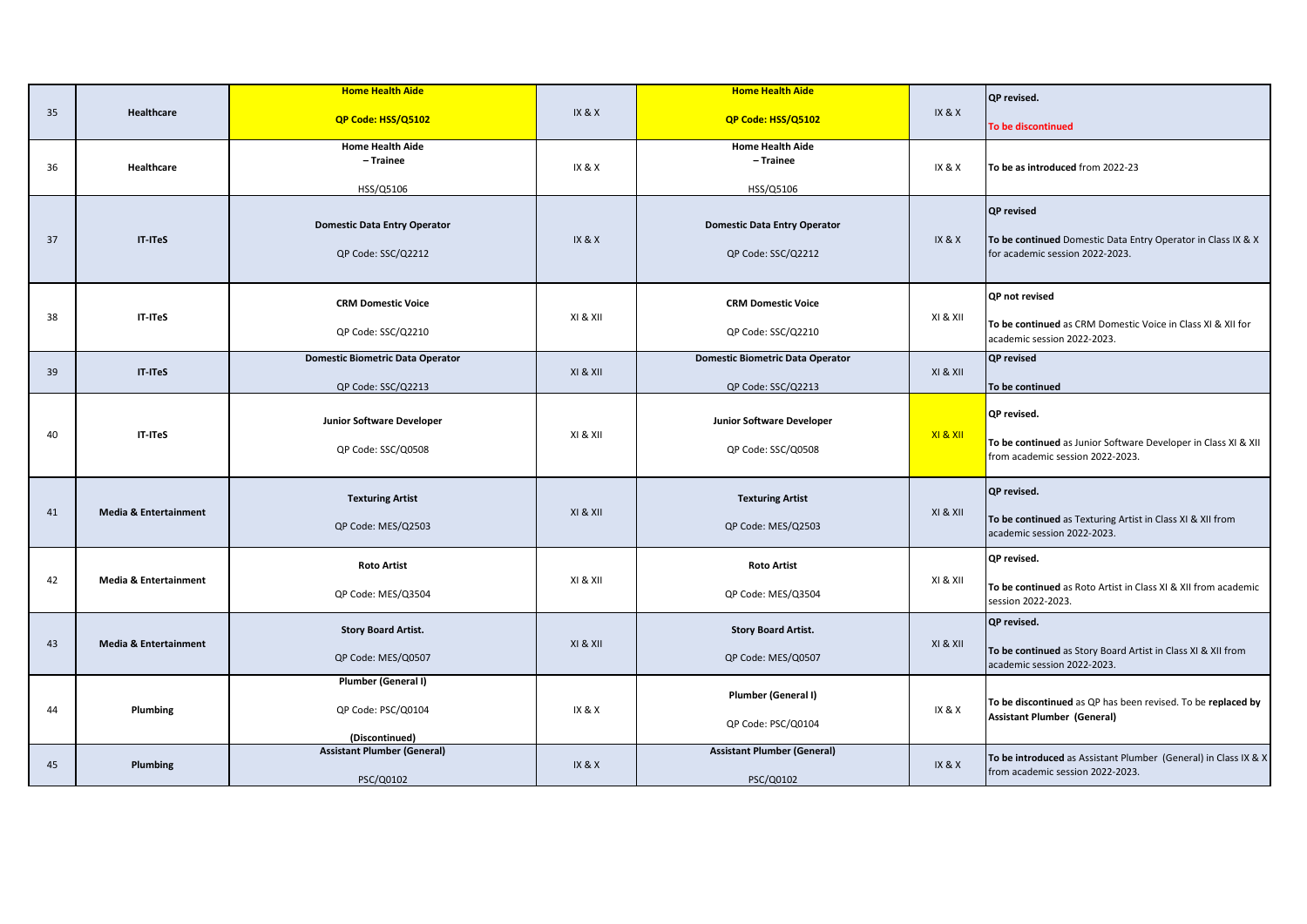| 35 | **Healthcare** | **Home Health Aide** **QP Code: HSS/Q5102** | IX & X | **Home Health Aide** **QP Code: HSS/Q5102** | IX & X | **QP revised.** **To be discontinued** |
|---|---|---|---|---|---|---|
| 36 | **Healthcare** | **Home Health Aide – Trainee** HSS/Q5106 | IX & X | **Home Health Aide – Trainee** HSS/Q5106 | IX & X | **To be as introduced** from 2022-23 |
| 37 | **IT-ITeS** | **Domestic Data Entry Operator** QP Code: SSC/Q2212 | IX & X | **Domestic Data Entry Operator** QP Code: SSC/Q2212 | IX & X | **QP revised** **To be continued** Domestic Data Entry Operator in Class IX & X for academic session 2022-2023. |
| 38 | **IT-ITeS** | **CRM Domestic Voice** QP Code: SSC/Q2210 | XI & XII | **CRM Domestic Voice** QP Code: SSC/Q2210 | XI & XII | **QP not revised** **To be continued** as CRM Domestic Voice in Class XI & XII for academic session 2022-2023. |
| 39 | **IT-ITeS** | **Domestic Biometric Data Operator** QP Code: SSC/Q2213 | XI & XII | **Domestic Biometric Data Operator** QP Code: SSC/Q2213 | XI & XII | **QP revised** **To be continued** |
| 40 | **IT-ITeS** | **Junior Software Developer** QP Code: SSC/Q0508 | XI & XII | **Junior Software Developer** QP Code: SSC/Q0508 | XI & XII | **QP revised.** **To be continued** as Junior Software Developer in Class XI & XII from academic session 2022-2023. |
| 41 | **Media & Entertainment** | **Texturing Artist** QP Code: MES/Q2503 | XI & XII | **Texturing Artist** QP Code: MES/Q2503 | XI & XII | **QP revised.** **To be continued** as Texturing Artist in Class XI & XII from academic session 2022-2023. |
| 42 | **Media & Entertainment** | **Roto Artist** QP Code: MES/Q3504 | XI & XII | **Roto Artist** QP Code: MES/Q3504 | XI & XII | **QP revised.** **To be continued** as Roto Artist in Class XI & XII from academic session 2022-2023. |
| 43 | **Media & Entertainment** | **Story Board Artist.** QP Code: MES/Q0507 | XI & XII | **Story Board Artist.** QP Code: MES/Q0507 | XI & XII | **QP revised.** **To be continued** as Story Board Artist in Class XI & XII from academic session 2022-2023. |
| 44 | **Plumbing** | **Plumber (General I)** QP Code: PSC/Q0104 **(Discontinued)** | IX & X | **Plumber (General I)** QP Code: PSC/Q0104 | IX & X | **To be discontinued** as QP has been revised. To be **replaced by Assistant Plumber (General)** |
| 45 | **Plumbing** | **Assistant Plumber (General)** PSC/Q0102 | IX & X | **Assistant Plumber (General)** PSC/Q0102 | IX & X | **To be introduced** as Assistant Plumber (General) in Class IX & X from academic session 2022-2023. |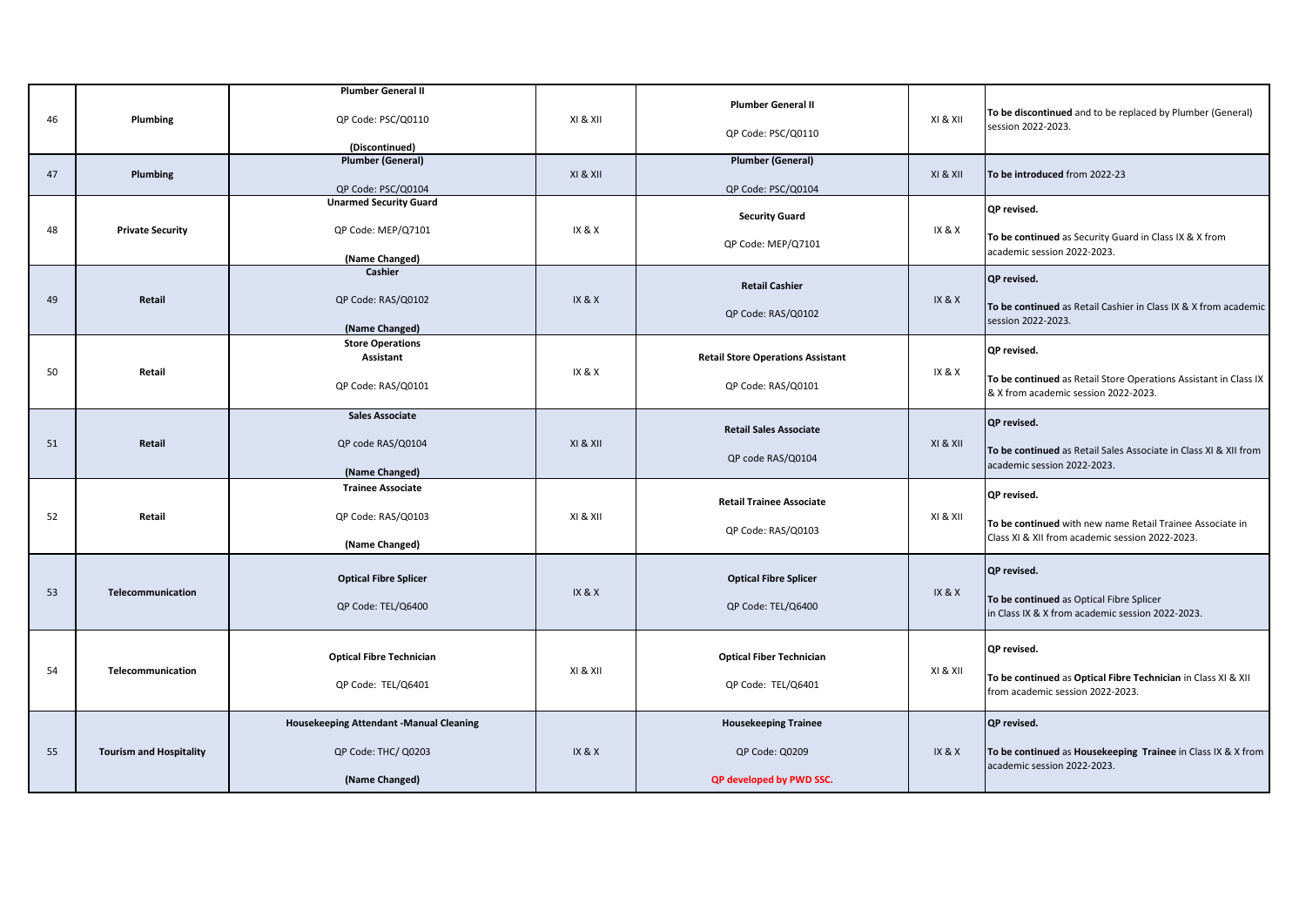| 46 | **Plumbing** | **Plumber General II**<br><br>QP Code: PSC/Q0110<br><br>**(Discontinued)** | XI & XII | **Plumber General II**<br><br>QP Code: PSC/Q0110 | XI & XII | **To be discontinued** and to be replaced by Plumber (General) session 2022-2023. |
|---|---|---|---|---|---|---|
| 47 | **Plumbing** | **Plumber (General)**<br><br>QP Code: PSC/Q0104 | XI & XII | **Plumber (General)**<br><br>QP Code: PSC/Q0104 | XI & XII | **To be introduced** from 2022-23 |
| 48 | **Private Security** | **Unarmed Security Guard**<br><br>QP Code: MEP/Q7101<br><br>**(Name Changed)** | IX & X | **Security Guard**<br><br>QP Code: MEP/Q7101 | IX & X | **QP revised.**<br><br>**To be continued** as Security Guard in Class IX & X from academic session 2022-2023. |
| 49 | **Retail** | **Cashier**<br><br>QP Code: RAS/Q0102<br><br>**(Name Changed)** | IX & X | **Retail Cashier**<br><br>QP Code: RAS/Q0102 | IX & X | **QP revised.**<br><br>**To be continued** as Retail Cashier in Class IX & X from academic session 2022-2023. |
| 50 | **Retail** | **Store Operations Assistant**<br><br>QP Code: RAS/Q0101 | IX & X | **Retail Store Operations Assistant**<br><br>QP Code: RAS/Q0101 | IX & X | **QP revised.**<br><br>**To be continued** as Retail Store Operations Assistant in Class IX & X from academic session 2022-2023. |
| 51 | **Retail** | **Sales Associate**<br><br>QP code RAS/Q0104<br><br>**(Name Changed)** | XI & XII | **Retail Sales Associate**<br><br>QP code RAS/Q0104 | XI & XII | **QP revised.**<br><br>**To be continued** as Retail Sales Associate in Class XI & XII from academic session 2022-2023. |
| 52 | **Retail** | **Trainee Associate**<br><br>QP Code: RAS/Q0103<br><br>**(Name Changed)** | XI & XII | **Retail Trainee Associate**<br><br>QP Code: RAS/Q0103 | XI & XII | **QP revised.**<br><br>**To be continued** with new name Retail Trainee Associate in Class XI & XII from academic session 2022-2023. |
| 53 | **Telecommunication** | **Optical Fibre Splicer**<br><br>QP Code: TEL/Q6400 | IX & X | **Optical Fibre Splicer**<br><br>QP Code: TEL/Q6400 | IX & X | **QP revised.**<br><br>**To be continued** as Optical Fibre Splicer in Class IX & X from academic session 2022-2023. |
| 54 | **Telecommunication** | **Optical Fibre Technician**<br><br>QP Code: TEL/Q6401 | XI & XII | **Optical Fiber Technician**<br><br>QP Code: TEL/Q6401 | XI & XII | **QP revised.**<br><br>**To be continued** as **Optical Fibre Technician** in Class XI & XII from academic session 2022-2023. |
| 55 | **Tourism and Hospitality** | **Housekeeping Attendant -Manual Cleaning**<br><br>QP Code: THC/ Q0203<br><br>**(Name Changed)** | IX & X | **Housekeeping Trainee**<br><br>QP Code: Q0209<br><br>**QP developed by PWD SSC.** | IX & X | **QP revised.**<br><br>**To be continued** as **Housekeeping Trainee** in Class IX & X from academic session 2022-2023. |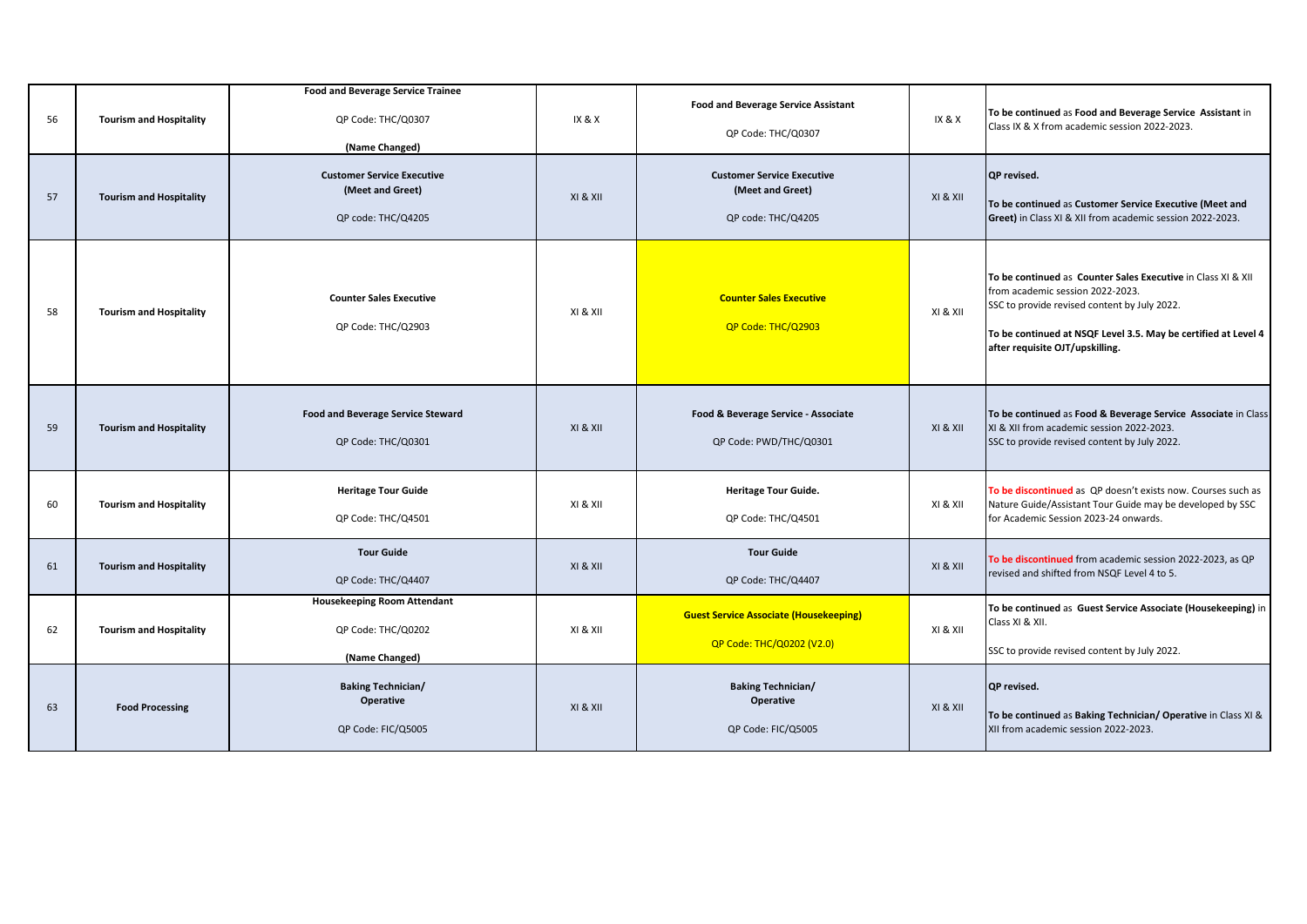| 56 | Tourism and Hospitality | **Food and Beverage Service Trainee**<br>QP Code: THC/Q0307<br>**(Name Changed)** | IX & X | **Food and Beverage Service Assistant**<br>QP Code: THC/Q0307 | IX & X | **To be continued** as **Food and Beverage Service Assistant** in Class IX & X from academic session 2022-2023. |
|---|---|---|---|---|---|---|
| 57 | **Tourism and Hospitality** | **Customer Service Executive (Meet and Greet)**<br>QP code: THC/Q4205 | XI & XII | **Customer Service Executive (Meet and Greet)**<br>QP code: THC/Q4205 | XI & XII | **QP revised.**<br>**To be continued** as **Customer Service Executive (Meet and Greet)** in Class XI & XII from academic session 2022-2023. |
| 58 | **Tourism and Hospitality** | **Counter Sales Executive**<br>QP Code: THC/Q2903 | XI & XII | **Counter Sales Executive**<br>QP Code: THC/Q2903 | XI & XII | **To be continued** as **Counter Sales Executive** in Class XI & XII from academic session 2022-2023.<br>SSC to provide revised content by July 2022.<br>**To be continued at NSQF Level 3.5. May be certified at Level 4 after requisite OJT/upskilling.** |
| 59 | **Tourism and Hospitality** | **Food and Beverage Service Steward**<br>QP Code: THC/Q0301 | XI & XII | **Food & Beverage Service - Associate**<br>QP Code: PWD/THC/Q0301 | XI & XII | **To be continued** as **Food & Beverage Service Associate** in Class XI & XII from academic session 2022-2023.<br>SSC to provide revised content by July 2022. |
| 60 | **Tourism and Hospitality** | **Heritage Tour Guide**<br>QP Code: THC/Q4501 | XI & XII | **Heritage Tour Guide.**<br>QP Code: THC/Q4501 | XI & XII | **To be discontinued** as QP doesn't exists now. Courses such as Nature Guide/Assistant Tour Guide may be developed by SSC for Academic Session 2023-24 onwards. |
| 61 | **Tourism and Hospitality** | **Tour Guide**<br>QP Code: THC/Q4407 | XI & XII | **Tour Guide**<br>QP Code: THC/Q4407 | XI & XII | **To be discontinued** from academic session 2022-2023, as QP revised and shifted from NSQF Level 4 to 5. |
| 62 | **Tourism and Hospitality** | **Housekeeping Room Attendant**<br>QP Code: THC/Q0202<br>**(Name Changed)** | XI & XII | **Guest Service Associate (Housekeeping)**<br>QP Code: THC/Q0202 (V2.0) | XI & XII | **To be continued** as **Guest Service Associate (Housekeeping)** in Class XI & XII.<br>SSC to provide revised content by July 2022. |
| 63 | **Food Processing** | **Baking Technician/ Operative**<br>QP Code: FIC/Q5005 | XI & XII | **Baking Technician/ Operative**<br>QP Code: FIC/Q5005 | XI & XII | **QP revised.**<br>**To be continued** as **Baking Technician/ Operative** in Class XI & XII from academic session 2022-2023. |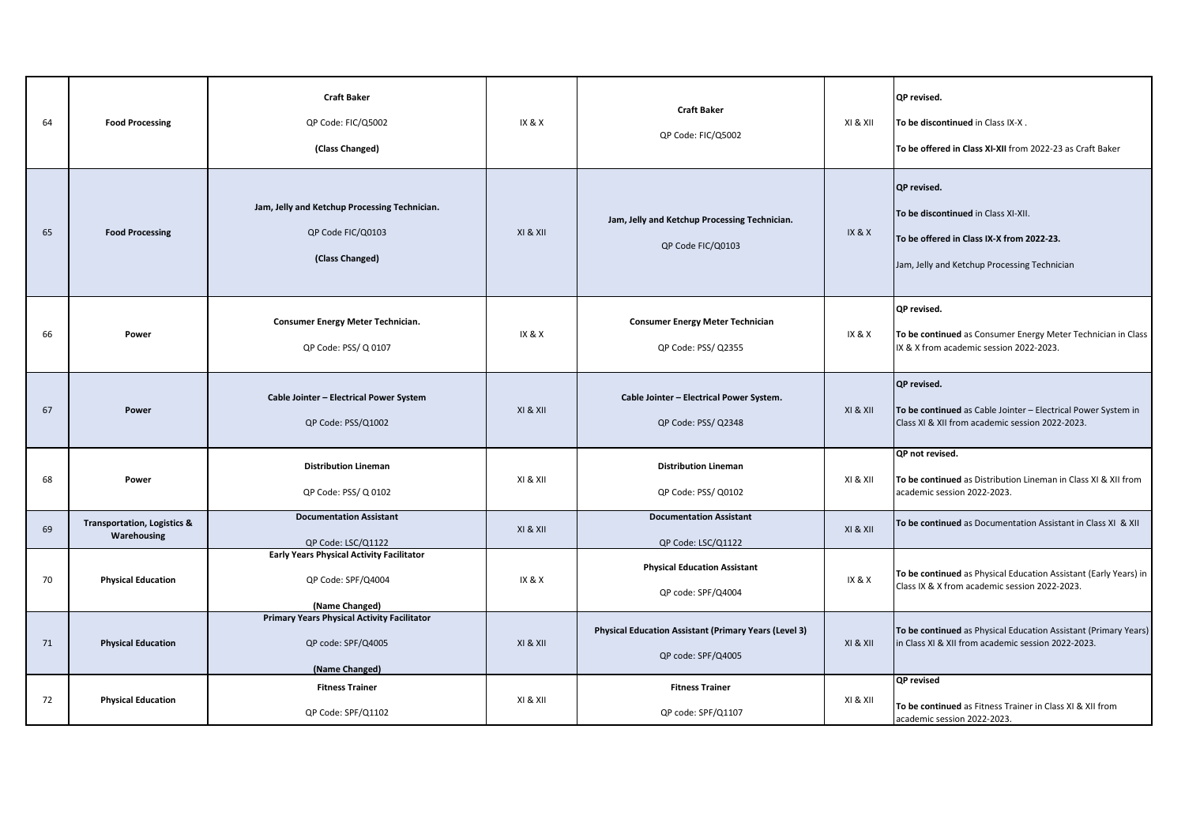| | | | | | | |
|---|---|---|---|---|---|---|
| 64 | **Food Processing** | **Craft Baker** QP Code: FIC/Q5002 **(Class Changed)** | IX & X | **Craft Baker** QP Code: FIC/Q5002 | XI & XII | **QP revised.** **To be discontinued** in Class IX-X . **To be offered in Class XI-XII** from 2022-23 as Craft Baker |
| 65 | **Food Processing** | **Jam, Jelly and Ketchup Processing Technician.** QP Code FIC/Q0103 **(Class Changed)** | XI & XII | **Jam, Jelly and Ketchup Processing Technician.** QP Code FIC/Q0103 | IX & X | **QP revised.** **To be discontinued** in Class XI-XII. **To be offered in Class IX-X from 2022-23.** Jam, Jelly and Ketchup Processing Technician |
| 66 | **Power** | **Consumer Energy Meter Technician.** QP Code: PSS/ Q 0107 | IX & X | **Consumer Energy Meter Technician** QP Code: PSS/ Q2355 | IX & X | **QP revised.** **To be continued** as Consumer Energy Meter Technician in Class IX & X from academic session 2022-2023. |
| 67 | **Power** | **Cable Jointer – Electrical Power System** QP Code: PSS/Q1002 | XI & XII | **Cable Jointer – Electrical Power System.** QP Code: PSS/ Q2348 | XI & XII | **QP revised.** **To be continued** as Cable Jointer – Electrical Power System in Class XI & XII from academic session 2022-2023. |
| 68 | **Power** | **Distribution Lineman** QP Code: PSS/ Q 0102 | XI & XII | **Distribution Lineman** QP Code: PSS/ Q0102 | XI & XII | **QP not revised.** **To be continued** as Distribution Lineman in Class XI & XII from academic session 2022-2023. |
| 69 | **Transportation, Logistics & Warehousing** | **Documentation Assistant** QP Code: LSC/Q1122 | XI & XII | **Documentation Assistant** QP Code: LSC/Q1122 | XI & XII | **To be continued** as Documentation Assistant in Class XI & XII |
| 70 | **Physical Education** | **Early Years Physical Activity Facilitator** QP Code: SPF/Q4004 **(Name Changed)** | IX & X | **Physical Education Assistant** QP code: SPF/Q4004 | IX & X | **To be continued** as Physical Education Assistant (Early Years) in Class IX & X from academic session 2022-2023. |
| 71 | **Physical Education** | **Primary Years Physical Activity Facilitator** QP code: SPF/Q4005 **(Name Changed)** | XI & XII | **Physical Education Assistant (Primary Years) (Level 3)** QP code: SPF/Q4005 | XI & XII | **To be continued** as Physical Education Assistant (Primary Years) in Class XI & XII from academic session 2022-2023. |
| 72 | **Physical Education** | **Fitness Trainer** QP Code: SPF/Q1102 | XI & XII | **Fitness Trainer** QP code: SPF/Q1107 | XI & XII | **QP revised** **To be continued** as Fitness Trainer in Class XI & XII from academic session 2022-2023. |